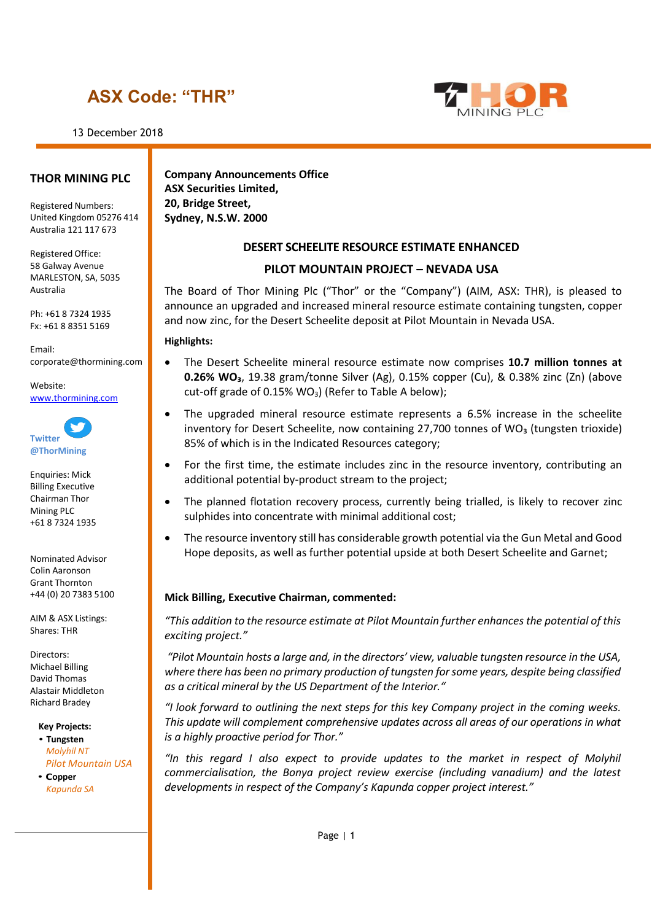**ASX Code: "THR"**

13 December 2018

**THOR MINING PLC**

Registered Numbers:
United Kingdom 05276 414
Australia 121 117 673

Registered Office:
58 Galway Avenue
MARLESTON, SA, 5035
Australia

Ph: +61 8 7324 1935
Fx: +61 8 8351 5169

Email:
corporate@thormining.com

Website:
www.thormining.com

Twitter
@ThorMining

Enquiries: Mick Billing Executive Chairman Thor Mining PLC
+61 8 7324 1935

Nominated Advisor
Colin Aaronson
Grant Thornton
+44 (0) 20 7383 5100

AIM & ASX Listings:
Shares: THR

Directors:
Michael Billing
David Thomas
Alastair Middleton
Richard Bradey

**Key Projects:**

- **Tungsten**
  *Molyhil NT*
  *Pilot Mountain USA*
- **Copper**
  *Kapunda SA*

**Company Announcements Office**
**ASX Securities Limited,**
**20, Bridge Street,**
**Sydney, N.S.W. 2000**

## DESERT SCHEELITE RESOURCE ESTIMATE ENHANCED

## PILOT MOUNTAIN PROJECT – NEVADA USA

The Board of Thor Mining Plc ("Thor" or the "Company") (AIM, ASX: THR), is pleased to announce an upgraded and increased mineral resource estimate containing tungsten, copper and now zinc, for the Desert Scheelite deposit at Pilot Mountain in Nevada USA.

**Highlights:**

- The Desert Scheelite mineral resource estimate now comprises **10.7 million tonnes at 0.26% $WO_3$**, 19.38 gram/tonne Silver (Ag), 0.15% copper (Cu), & 0.38% zinc (Zn) (above cut-off grade of 0.15% $WO_3$) (Refer to Table A below);
- The upgraded mineral resource estimate represents a 6.5% increase in the scheelite inventory for Desert Scheelite, now containing 27,700 tonnes of $WO_3$ (tungsten trioxide) 85% of which is in the Indicated Resources category;
- For the first time, the estimate includes zinc in the resource inventory, contributing an additional potential by-product stream to the project;
- The planned flotation recovery process, currently being trialled, is likely to recover zinc sulphides into concentrate with minimal additional cost;
- The resource inventory still has considerable growth potential via the Gun Metal and Good Hope deposits, as well as further potential upside at both Desert Scheelite and Garnet;

**Mick Billing, Executive Chairman, commented:**

*"This addition to the resource estimate at Pilot Mountain further enhances the potential of this exciting project."*

*"Pilot Mountain hosts a large and, in the directors' view, valuable tungsten resource in the USA, where there has been no primary production of tungsten for some years, despite being classified as a critical mineral by the US Department of the Interior."*

*"I look forward to outlining the next steps for this key Company project in the coming weeks. This update will complement comprehensive updates across all areas of our operations in what is a highly proactive period for Thor."*

*"In this regard I also expect to provide updates to the market in respect of Molyhil commercialisation, the Bonya project review exercise (including vanadium) and the latest developments in respect of the Company's Kapunda copper project interest."*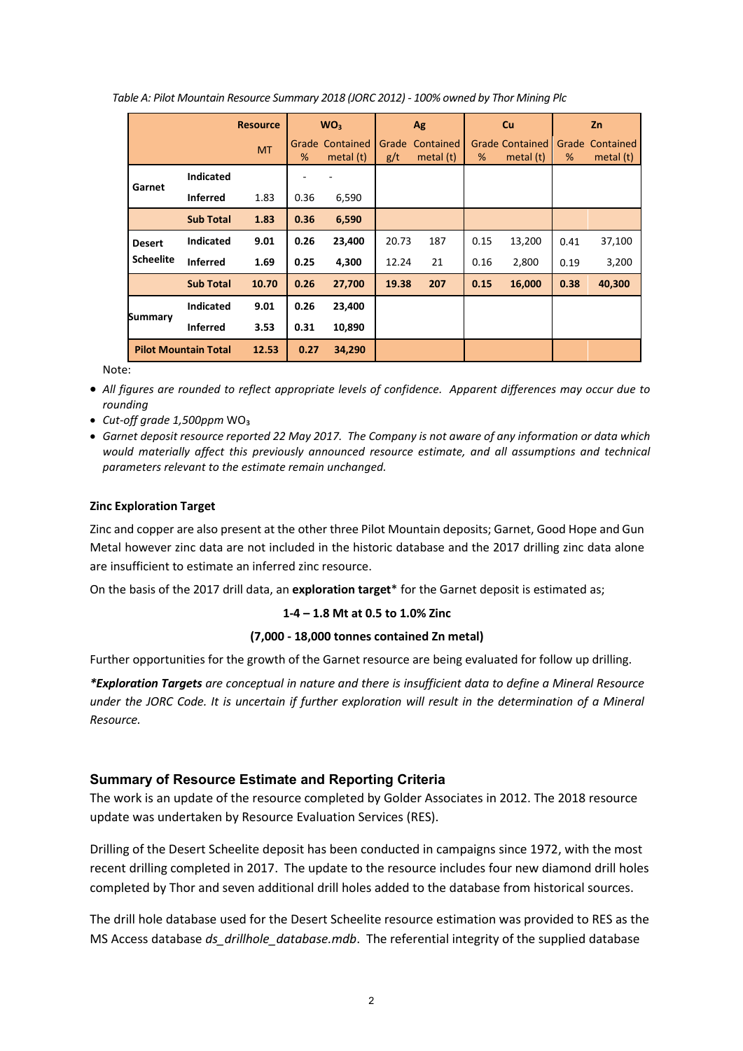*Table A: Pilot Mountain Resource Summary 2018 (JORC 2012) - 100% owned by Thor Mining Plc*

| | | Resource | $WO_3$ | | Ag | | Cu | | Zn | |
|---|---|---|---|---|---|---|---|---|---|---|
| | | MT | Grade % | Contained metal (t) | Grade g/t | Contained metal (t) | Grade % | Contained metal (t) | Grade % | Contained metal (t) |
| Garnet | Indicated | | - | - | | | | | | |
| | Inferred | 1.83 | 0.36 | 6,590 | | | | | | |
| | **Sub Total** | **1.83** | **0.36** | **6,590** | | | | | | |
| Desert Scheelite | Indicated | 9.01 | 0.26 | 23,400 | 20.73 | 187 | 0.15 | 13,200 | 0.41 | 37,100 |
| | Inferred | 1.69 | 0.25 | 4,300 | 12.24 | 21 | 0.16 | 2,800 | 0.19 | 3,200 |
| | **Sub Total** | **10.70** | **0.26** | **27,700** | **19.38** | **207** | **0.15** | **16,000** | **0.38** | **40,300** |
| Summary | Indicated | 9.01 | 0.26 | 23,400 | | | | | | |
| | Inferred | 3.53 | 0.31 | 10,890 | | | | | | |
| **Pilot Mountain Total** | | **12.53** | **0.27** | **34,290** | | | | | | |

Note:

- *All figures are rounded to reflect appropriate levels of confidence. Apparent differences may occur due to rounding*
- *Cut-off grade 1,500ppm* $WO_3$
- *Garnet deposit resource reported 22 May 2017. The Company is not aware of any information or data which would materially affect this previously announced resource estimate, and all assumptions and technical parameters relevant to the estimate remain unchanged.*

**Zinc Exploration Target**

Zinc and copper are also present at the other three Pilot Mountain deposits; Garnet, Good Hope and Gun Metal however zinc data are not included in the historic database and the 2017 drilling zinc data alone are insufficient to estimate an inferred zinc resource.

On the basis of the 2017 drill data, an **exploration target*** for the Garnet deposit is estimated as;

**1-4 – 1.8 Mt at 0.5 to 1.0% Zinc**

**(7,000 - 18,000 tonnes contained Zn metal)**

Further opportunities for the growth of the Garnet resource are being evaluated for follow up drilling.

***Exploration Targets** are conceptual in nature and there is insufficient data to define a Mineral Resource under the JORC Code. It is uncertain if further exploration will result in the determination of a Mineral Resource.*

## Summary of Resource Estimate and Reporting Criteria

The work is an update of the resource completed by Golder Associates in 2012. The 2018 resource update was undertaken by Resource Evaluation Services (RES).

Drilling of the Desert Scheelite deposit has been conducted in campaigns since 1972, with the most recent drilling completed in 2017. The update to the resource includes four new diamond drill holes completed by Thor and seven additional drill holes added to the database from historical sources.

The drill hole database used for the Desert Scheelite resource estimation was provided to RES as the MS Access database *ds_drillhole_database.mdb*. The referential integrity of the supplied database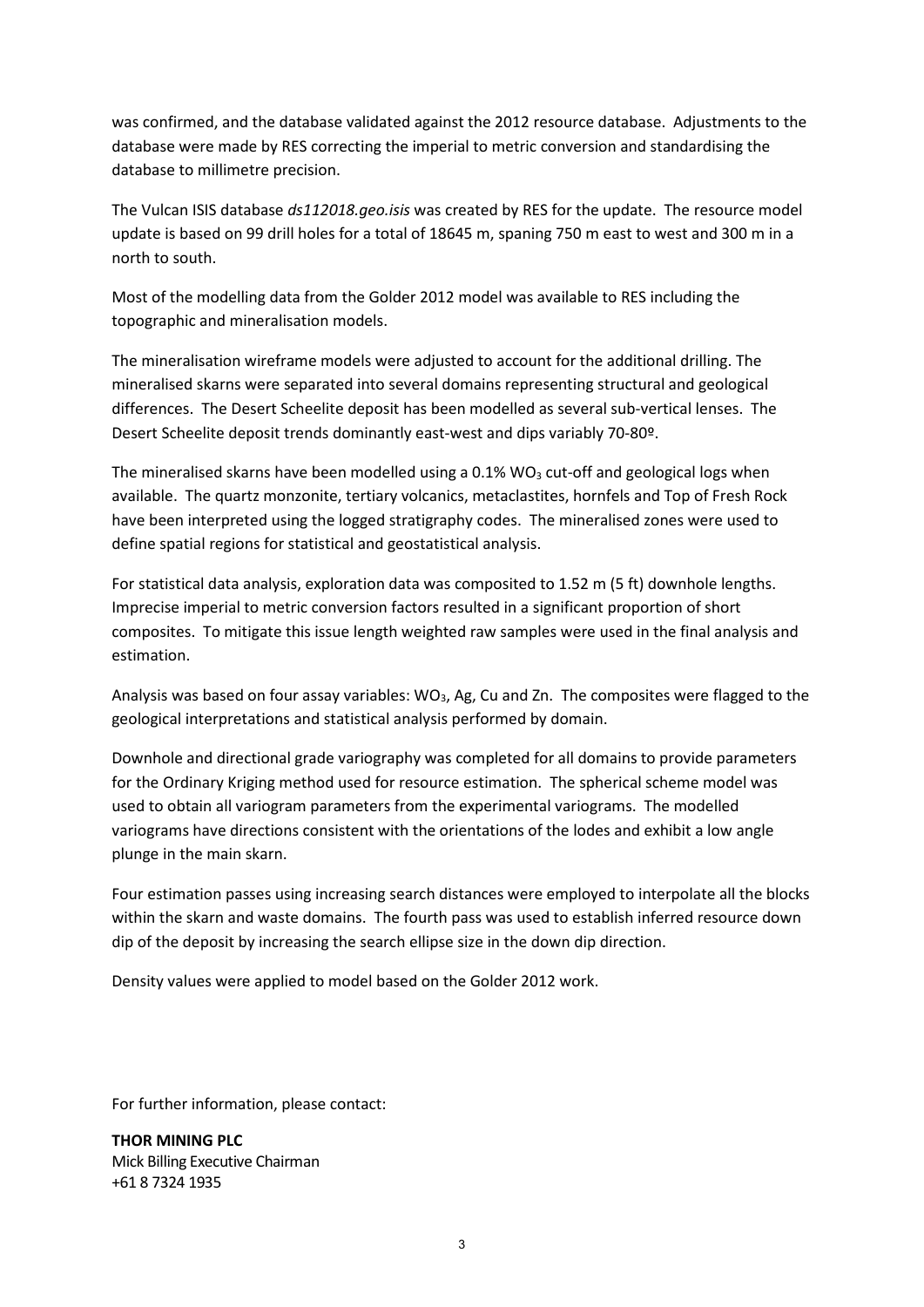was confirmed, and the database validated against the 2012 resource database. Adjustments to the database were made by RES correcting the imperial to metric conversion and standardising the database to millimetre precision.

The Vulcan ISIS database *ds112018.geo.isis* was created by RES for the update. The resource model update is based on 99 drill holes for a total of 18645 m, spaning 750 m east to west and 300 m in a north to south.

Most of the modelling data from the Golder 2012 model was available to RES including the topographic and mineralisation models.

The mineralisation wireframe models were adjusted to account for the additional drilling. The mineralised skarns were separated into several domains representing structural and geological differences. The Desert Scheelite deposit has been modelled as several sub-vertical lenses. The Desert Scheelite deposit trends dominantly east-west and dips variably 70-80º.

The mineralised skarns have been modelled using a 0.1% $WO_3$ cut-off and geological logs when available. The quartz monzonite, tertiary volcanics, metaclastites, hornfels and Top of Fresh Rock have been interpreted using the logged stratigraphy codes. The mineralised zones were used to define spatial regions for statistical and geostatistical analysis.

For statistical data analysis, exploration data was composited to 1.52 m (5 ft) downhole lengths. Imprecise imperial to metric conversion factors resulted in a significant proportion of short composites. To mitigate this issue length weighted raw samples were used in the final analysis and estimation.

Analysis was based on four assay variables: $WO_3$, Ag, Cu and Zn. The composites were flagged to the geological interpretations and statistical analysis performed by domain.

Downhole and directional grade variography was completed for all domains to provide parameters for the Ordinary Kriging method used for resource estimation. The spherical scheme model was used to obtain all variogram parameters from the experimental variograms. The modelled variograms have directions consistent with the orientations of the lodes and exhibit a low angle plunge in the main skarn.

Four estimation passes using increasing search distances were employed to interpolate all the blocks within the skarn and waste domains. The fourth pass was used to establish inferred resource down dip of the deposit by increasing the search ellipse size in the down dip direction.

Density values were applied to model based on the Golder 2012 work.

For further information, please contact:

**THOR MINING PLC**
Mick Billing Executive Chairman
+61 8 7324 1935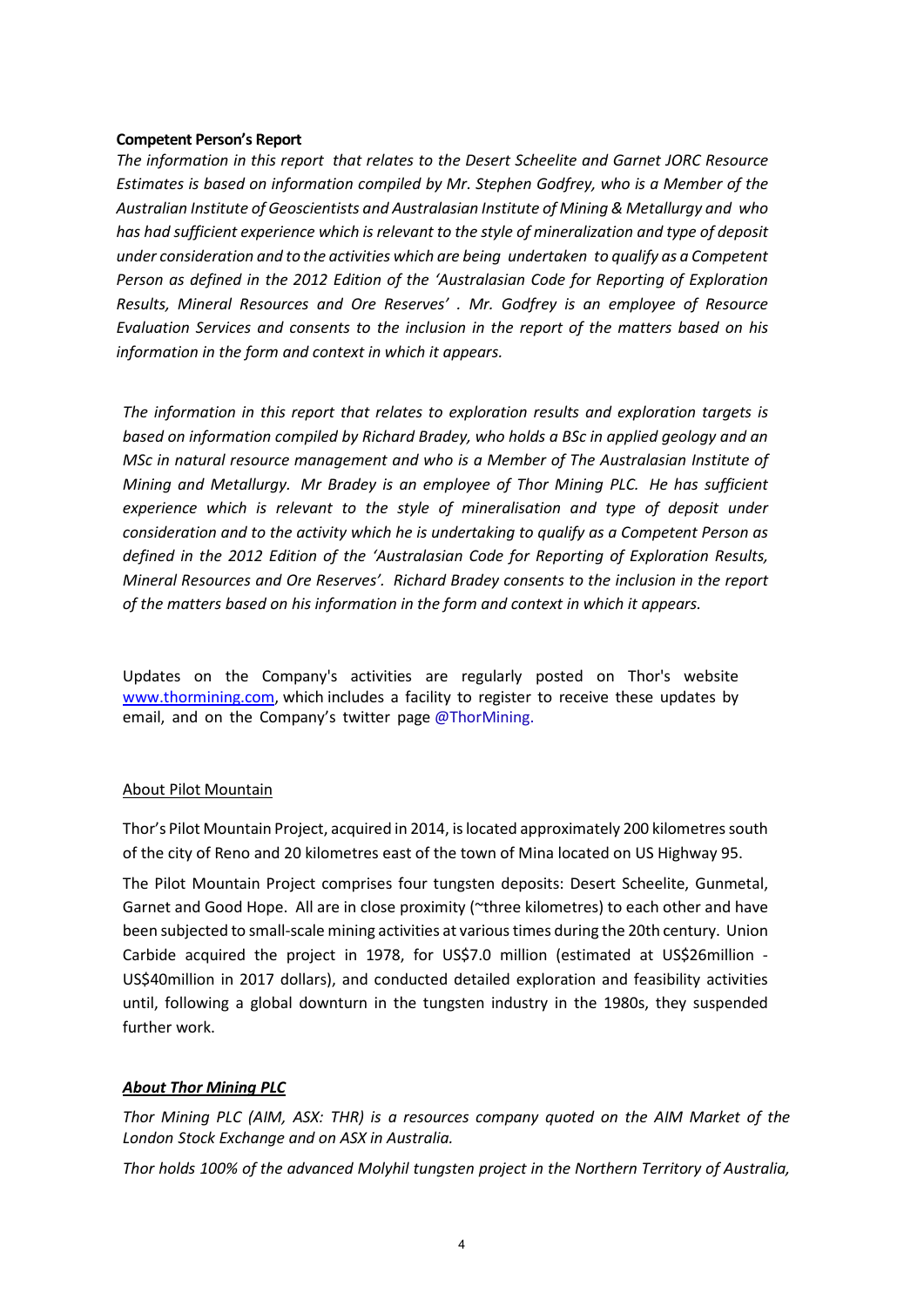**Competent Person's Report**

*The information in this report that relates to the Desert Scheelite and Garnet JORC Resource Estimates is based on information compiled by Mr. Stephen Godfrey, who is a Member of the Australian Institute of Geoscientists and Australasian Institute of Mining & Metallurgy and who has had sufficient experience which is relevant to the style of mineralization and type of deposit under consideration and to the activities which are being undertaken to qualify as a Competent Person as defined in the 2012 Edition of the 'Australasian Code for Reporting of Exploration Results, Mineral Resources and Ore Reserves' . Mr. Godfrey is an employee of Resource Evaluation Services and consents to the inclusion in the report of the matters based on his information in the form and context in which it appears.*

*The information in this report that relates to exploration results and exploration targets is based on information compiled by Richard Bradey, who holds a BSc in applied geology and an MSc in natural resource management and who is a Member of The Australasian Institute of Mining and Metallurgy. Mr Bradey is an employee of Thor Mining PLC. He has sufficient experience which is relevant to the style of mineralisation and type of deposit under consideration and to the activity which he is undertaking to qualify as a Competent Person as defined in the 2012 Edition of the 'Australasian Code for Reporting of Exploration Results, Mineral Resources and Ore Reserves'. Richard Bradey consents to the inclusion in the report of the matters based on his information in the form and context in which it appears.*

Updates on the Company's activities are regularly posted on Thor's website [www.thormining.com](www.thormining.com), which includes a facility to register to receive these updates by email, and on the Company's twitter page @ThorMining.

<u>About Pilot Mountain</u>

Thor's Pilot Mountain Project, acquired in 2014, is located approximately 200 kilometres south of the city of Reno and 20 kilometres east of the town of Mina located on US Highway 95.

The Pilot Mountain Project comprises four tungsten deposits: Desert Scheelite, Gunmetal, Garnet and Good Hope. All are in close proximity (~three kilometres) to each other and have been subjected to small-scale mining activities at various times during the 20th century. Union Carbide acquired the project in 1978, for US$7.0 million (estimated at US$26million - US$40million in 2017 dollars), and conducted detailed exploration and feasibility activities until, following a global downturn in the tungsten industry in the 1980s, they suspended further work.

***<u>About Thor Mining PLC</u>***

*Thor Mining PLC (AIM, ASX: THR) is a resources company quoted on the AIM Market of the London Stock Exchange and on ASX in Australia.*

*Thor holds 100% of the advanced Molyhil tungsten project in the Northern Territory of Australia,*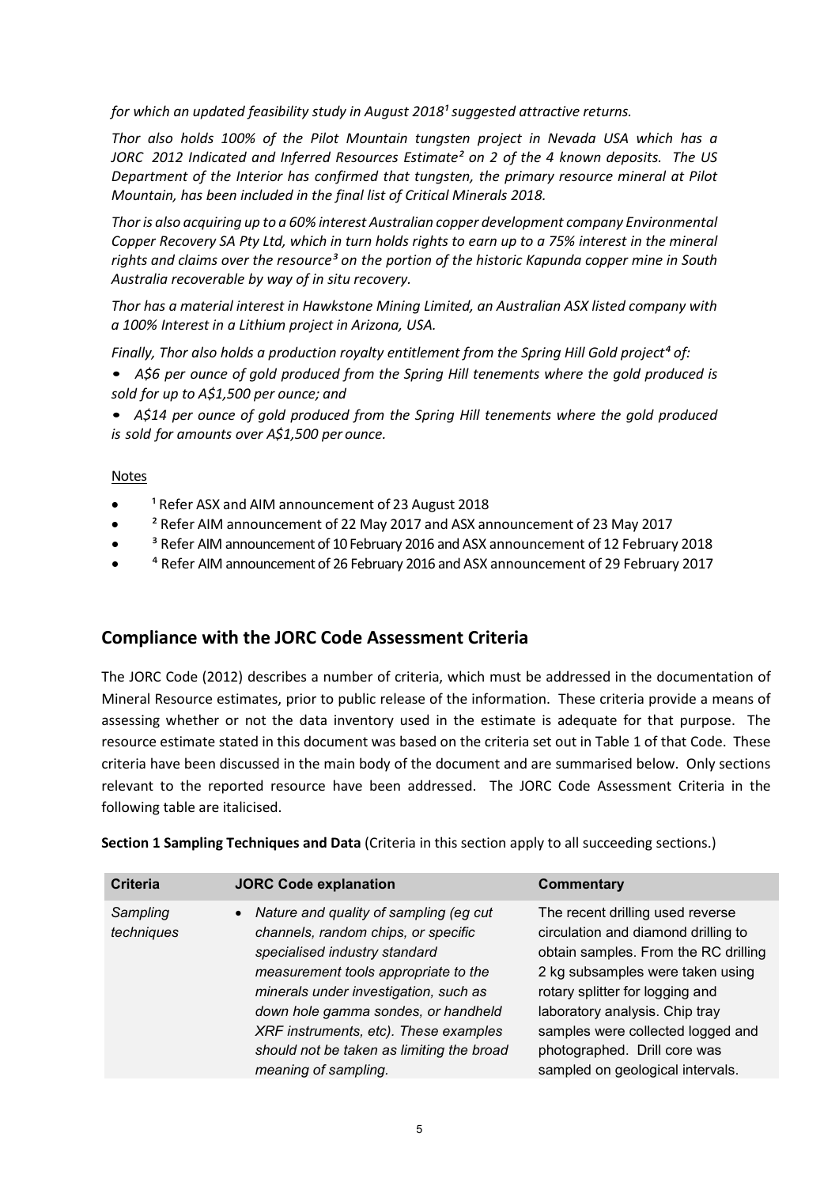*for which an updated feasibility study in August 2018[1] suggested attractive returns.*

*Thor also holds 100% of the Pilot Mountain tungsten project in Nevada USA which has a JORC 2012 Indicated and Inferred Resources Estimate[2] on 2 of the 4 known deposits. The US Department of the Interior has confirmed that tungsten, the primary resource mineral at Pilot Mountain, has been included in the final list of Critical Minerals 2018.*

*Thor is also acquiring up to a 60% interest Australian copper development company Environmental Copper Recovery SA Pty Ltd, which in turn holds rights to earn up to a 75% interest in the mineral rights and claims over the resource[3] on the portion of the historic Kapunda copper mine in South Australia recoverable by way of in situ recovery.*

*Thor has a material interest in Hawkstone Mining Limited, an Australian ASX listed company with a 100% Interest in a Lithium project in Arizona, USA.*

*Finally, Thor also holds a production royalty entitlement from the Spring Hill Gold project[4] of:*

- *A$6 per ounce of gold produced from the Spring Hill tenements where the gold produced is sold for up to A$1,500 per ounce; and*
- *A$14 per ounce of gold produced from the Spring Hill tenements where the gold produced is sold for amounts over A$1,500 per ounce.*

Notes

- [1] Refer ASX and AIM announcement of 23 August 2018
- [2] Refer AIM announcement of 22 May 2017 and ASX announcement of 23 May 2017
- [3] Refer AIM announcement of 10 February 2016 and ASX announcement of 12 February 2018
- [4] Refer AIM announcement of 26 February 2016 and ASX announcement of 29 February 2017

## Compliance with the JORC Code Assessment Criteria

The JORC Code (2012) describes a number of criteria, which must be addressed in the documentation of Mineral Resource estimates, prior to public release of the information. These criteria provide a means of assessing whether or not the data inventory used in the estimate is adequate for that purpose. The resource estimate stated in this document was based on the criteria set out in Table 1 of that Code. These criteria have been discussed in the main body of the document and are summarised below. Only sections relevant to the reported resource have been addressed. The JORC Code Assessment Criteria in the following table are italicised.

**Section 1 Sampling Techniques and Data** (Criteria in this section apply to all succeeding sections.)

| Criteria | JORC Code explanation | Commentary |
|---|---|---|
| *Sampling techniques* | • *Nature and quality of sampling (eg cut channels, random chips, or specific specialised industry standard measurement tools appropriate to the minerals under investigation, such as down hole gamma sondes, or handheld XRF instruments, etc). These examples should not be taken as limiting the broad meaning of sampling.* | The recent drilling used reverse circulation and diamond drilling to obtain samples. From the RC drilling 2 kg subsamples were taken using rotary splitter for logging and laboratory analysis. Chip tray samples were collected logged and photographed. Drill core was sampled on geological intervals. |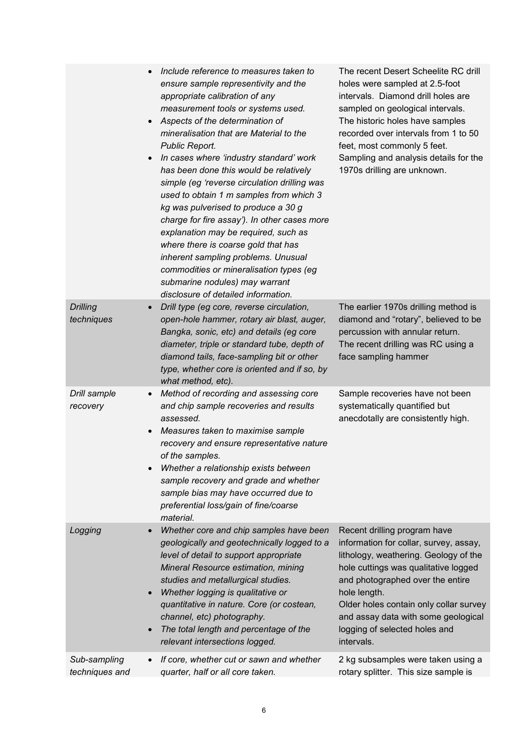| | | |
|---|---|---|
| | • *Include reference to measures taken to ensure sample representivity and the appropriate calibration of any measurement tools or systems used.*<br>• *Aspects of the determination of mineralisation that are Material to the Public Report.*<br>• *In cases where 'industry standard' work has been done this would be relatively simple (eg 'reverse circulation drilling was used to obtain 1 m samples from which 3 kg was pulverised to produce a 30 g charge for fire assay'). In other cases more explanation may be required, such as where there is coarse gold that has inherent sampling problems. Unusual commodities or mineralisation types (eg submarine nodules) may warrant disclosure of detailed information.* | The recent Desert Scheelite RC drill holes were sampled at 2.5-foot intervals. Diamond drill holes are sampled on geological intervals. The historic holes have samples recorded over intervals from 1 to 50 feet, most commonly 5 feet. Sampling and analysis details for the 1970s drilling are unknown. |
| *Drilling techniques* | • *Drill type (eg core, reverse circulation, open-hole hammer, rotary air blast, auger, Bangka, sonic, etc) and details (eg core diameter, triple or standard tube, depth of diamond tails, face-sampling bit or other type, whether core is oriented and if so, by what method, etc).* | The earlier 1970s drilling method is diamond and "rotary", believed to be percussion with annular return.<br>The recent drilling was RC using a face sampling hammer |
| *Drill sample recovery* | • *Method of recording and assessing core and chip sample recoveries and results assessed.*<br>• *Measures taken to maximise sample recovery and ensure representative nature of the samples.*<br>• *Whether a relationship exists between sample recovery and grade and whether sample bias may have occurred due to preferential loss/gain of fine/coarse material.* | Sample recoveries have not been systematically quantified but anecdotally are consistently high. |
| *Logging* | • *Whether core and chip samples have been geologically and geotechnically logged to a level of detail to support appropriate Mineral Resource estimation, mining studies and metallurgical studies.*<br>• *Whether logging is qualitative or quantitative in nature. Core (or costean, channel, etc) photography.*<br>• *The total length and percentage of the relevant intersections logged.* | Recent drilling program have information for collar, survey, assay, lithology, weathering. Geology of the hole cuttings was qualitative logged and photographed over the entire hole length.<br>Older holes contain only collar survey and assay data with some geological logging of selected holes and intervals. |
| *Sub-sampling techniques and* | • *If core, whether cut or sawn and whether quarter, half or all core taken.* | 2 kg subsamples were taken using a rotary splitter. This size sample is |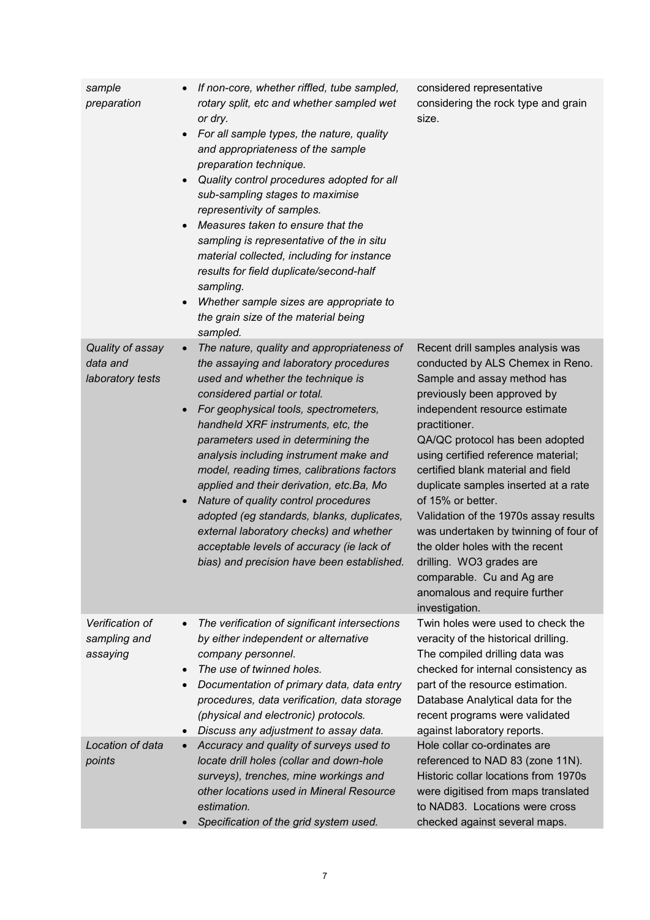| | | |
|---|---|---|
| *sample preparation* | • *If non-core, whether riffled, tube sampled, rotary split, etc and whether sampled wet or dry.*<br>• *For all sample types, the nature, quality and appropriateness of the sample preparation technique.*<br>• *Quality control procedures adopted for all sub-sampling stages to maximise representivity of samples.*<br>• *Measures taken to ensure that the sampling is representative of the in situ material collected, including for instance results for field duplicate/second-half sampling.*<br>• *Whether sample sizes are appropriate to the grain size of the material being sampled.* | considered representative considering the rock type and grain size. |
| *Quality of assay data and laboratory tests* | • *The nature, quality and appropriateness of the assaying and laboratory procedures used and whether the technique is considered partial or total.*<br>• *For geophysical tools, spectrometers, handheld XRF instruments, etc, the parameters used in determining the analysis including instrument make and model, reading times, calibrations factors applied and their derivation, etc.Ba, Mo*<br>• *Nature of quality control procedures adopted (eg standards, blanks, duplicates, external laboratory checks) and whether acceptable levels of accuracy (ie lack of bias) and precision have been established.* | Recent drill samples analysis was conducted by ALS Chemex in Reno. Sample and assay method has previously been approved by independent resource estimate practitioner.<br>QA/QC protocol has been adopted using certified reference material; certified blank material and field duplicate samples inserted at a rate of 15% or better.<br>Validation of the 1970s assay results was undertaken by twinning of four of the older holes with the recent drilling. WO3 grades are comparable. Cu and Ag are anomalous and require further investigation. |
| *Verification of sampling and assaying* | • *The verification of significant intersections by either independent or alternative company personnel.*<br>• *The use of twinned holes.*<br>• *Documentation of primary data, data entry procedures, data verification, data storage (physical and electronic) protocols.*<br>• *Discuss any adjustment to assay data.* | Twin holes were used to check the veracity of the historical drilling. The compiled drilling data was checked for internal consistency as part of the resource estimation. Database Analytical data for the recent programs were validated against laboratory reports. |
| *Location of data points* | • *Accuracy and quality of surveys used to locate drill holes (collar and down-hole surveys), trenches, mine workings and other locations used in Mineral Resource estimation.*<br>• *Specification of the grid system used.* | Hole collar co-ordinates are referenced to NAD 83 (zone 11N). Historic collar locations from 1970s were digitised from maps translated to NAD83. Locations were cross checked against several maps. |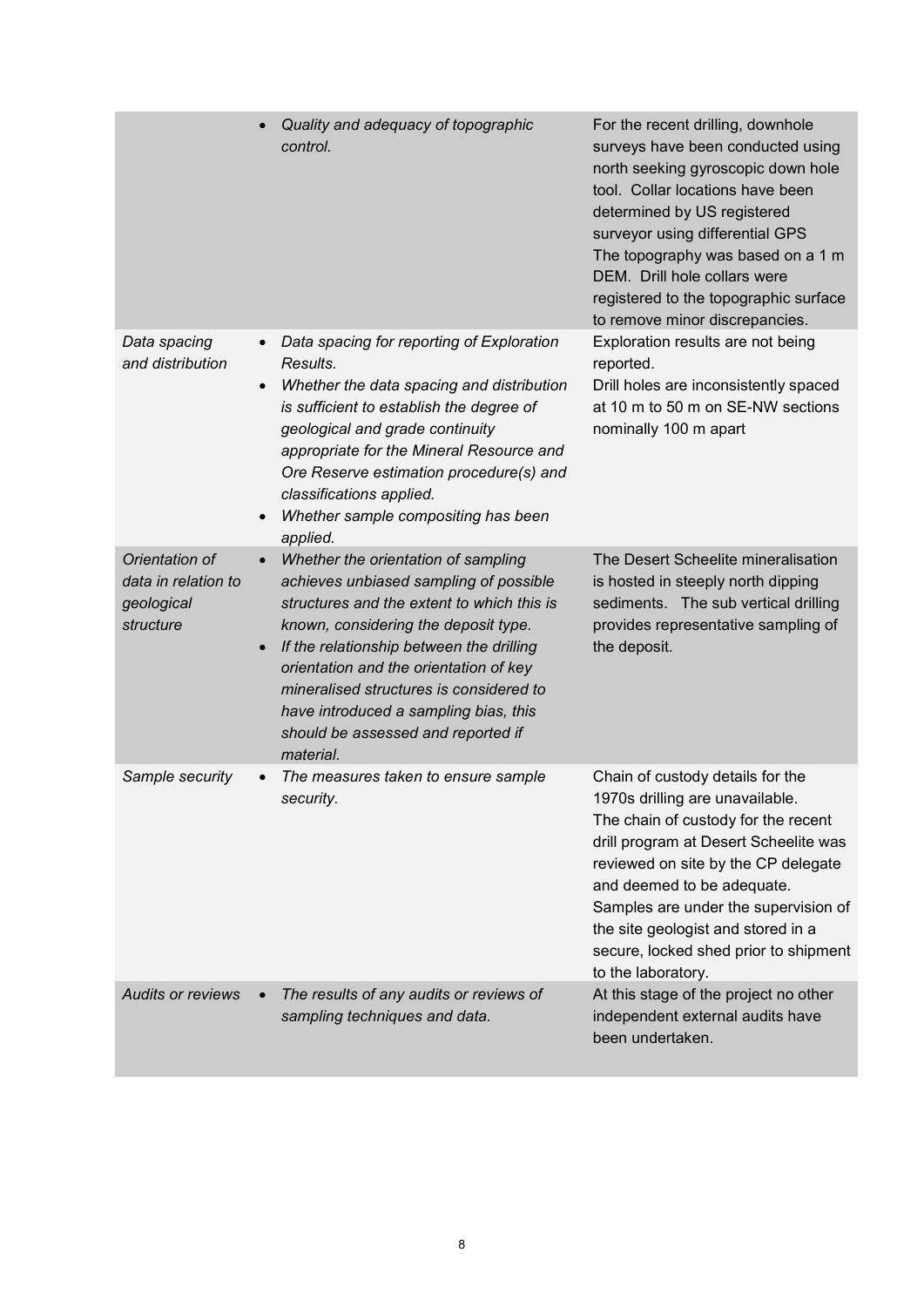| | | |
|---|---|---|
| | • *Quality and adequacy of topographic control.* | For the recent drilling, downhole surveys have been conducted using north seeking gyroscopic down hole tool. Collar locations have been determined by US registered surveyor using differential GPS The topography was based on a 1 m DEM. Drill hole collars were registered to the topographic surface to remove minor discrepancies. |
| *Data spacing and distribution* | • *Data spacing for reporting of Exploration Results.*<br>• *Whether the data spacing and distribution is sufficient to establish the degree of geological and grade continuity appropriate for the Mineral Resource and Ore Reserve estimation procedure(s) and classifications applied.*<br>• *Whether sample compositing has been applied.* | Exploration results are not being reported.<br>Drill holes are inconsistently spaced at 10 m to 50 m on SE-NW sections nominally 100 m apart |
| *Orientation of data in relation to geological structure* | • *Whether the orientation of sampling achieves unbiased sampling of possible structures and the extent to which this is known, considering the deposit type.*<br>• *If the relationship between the drilling orientation and the orientation of key mineralised structures is considered to have introduced a sampling bias, this should be assessed and reported if material.* | The Desert Scheelite mineralisation is hosted in steeply north dipping sediments. The sub vertical drilling provides representative sampling of the deposit. |
| *Sample security* | • *The measures taken to ensure sample security.* | Chain of custody details for the 1970s drilling are unavailable.<br>The chain of custody for the recent drill program at Desert Scheelite was reviewed on site by the CP delegate and deemed to be adequate.<br>Samples are under the supervision of the site geologist and stored in a secure, locked shed prior to shipment to the laboratory. |
| *Audits or reviews* | • *The results of any audits or reviews of sampling techniques and data.* | At this stage of the project no other independent external audits have been undertaken. |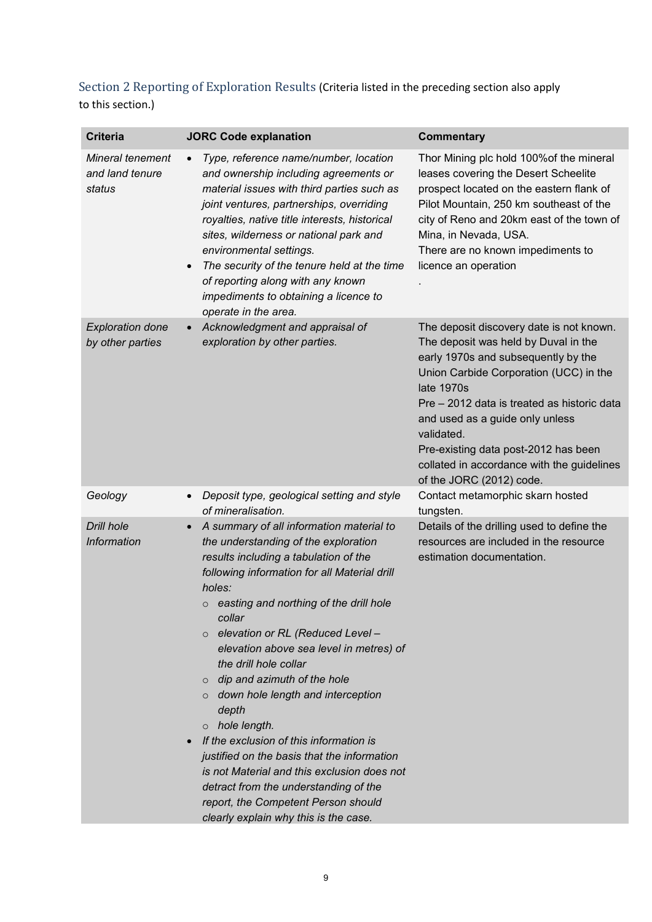## Section 2 Reporting of Exploration Results (Criteria listed in the preceding section also apply to this section.)

| Criteria | JORC Code explanation | Commentary |
|---|---|---|
| *Mineral tenement and land tenure status* | • *Type, reference name/number, location and ownership including agreements or material issues with third parties such as joint ventures, partnerships, overriding royalties, native title interests, historical sites, wilderness or national park and environmental settings.*<br>• *The security of the tenure held at the time of reporting along with any known impediments to obtaining a licence to operate in the area.* | Thor Mining plc hold 100%of the mineral leases covering the Desert Scheelite prospect located on the eastern flank of Pilot Mountain, 250 km southeast of the city of Reno and 20km east of the town of Mina, in Nevada, USA.<br>There are no known impediments to licence an operation<br>. |
| *Exploration done by other parties* | • *Acknowledgment and appraisal of exploration by other parties.* | The deposit discovery date is not known. The deposit was held by Duval in the early 1970s and subsequently by the Union Carbide Corporation (UCC) in the late 1970s<br>Pre – 2012 data is treated as historic data and used as a guide only unless validated.<br>Pre-existing data post-2012 has been collated in accordance with the guidelines of the JORC (2012) code. |
| *Geology* | • *Deposit type, geological setting and style of mineralisation.* | Contact metamorphic skarn hosted tungsten. |
| *Drill hole Information* | • *A summary of all information material to the understanding of the exploration results including a tabulation of the following information for all Material drill holes:*<br>&nbsp;&nbsp;○ *easting and northing of the drill hole collar*<br>&nbsp;&nbsp;○ *elevation or RL (Reduced Level – elevation above sea level in metres) of the drill hole collar*<br>&nbsp;&nbsp;○ *dip and azimuth of the hole*<br>&nbsp;&nbsp;○ *down hole length and interception depth*<br>&nbsp;&nbsp;○ *hole length.*<br>• *If the exclusion of this information is justified on the basis that the information is not Material and this exclusion does not detract from the understanding of the report, the Competent Person should clearly explain why this is the case.* | Details of the drilling used to define the resources are included in the resource estimation documentation. |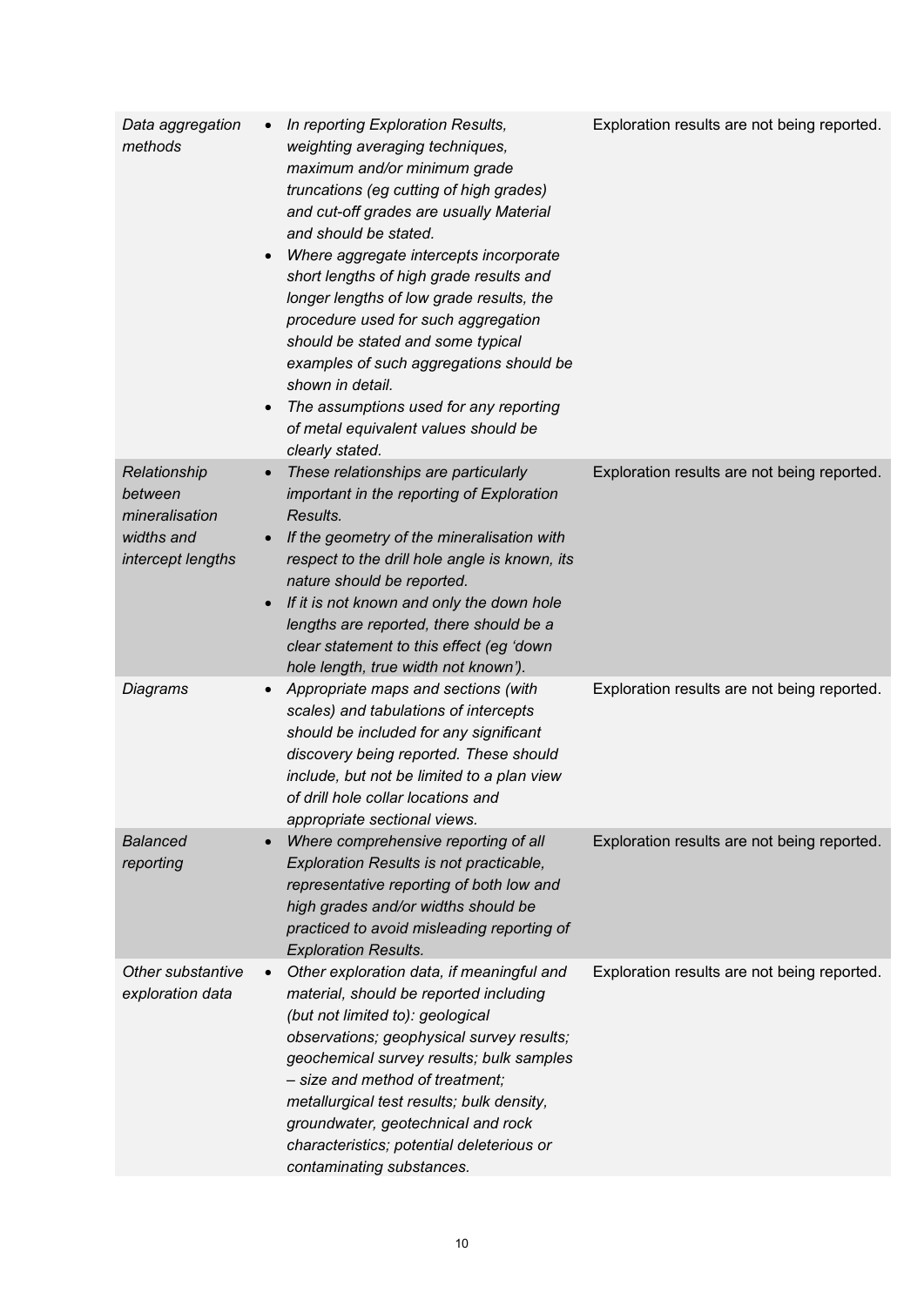| | | |
|---|---|---|
| *Data aggregation methods* | • *In reporting Exploration Results, weighting averaging techniques, maximum and/or minimum grade truncations (eg cutting of high grades) and cut-off grades are usually Material and should be stated.*<br>• *Where aggregate intercepts incorporate short lengths of high grade results and longer lengths of low grade results, the procedure used for such aggregation should be stated and some typical examples of such aggregations should be shown in detail.*<br>• *The assumptions used for any reporting of metal equivalent values should be clearly stated.* | Exploration results are not being reported. |
| *Relationship between mineralisation widths and intercept lengths* | • *These relationships are particularly important in the reporting of Exploration Results.*<br>• *If the geometry of the mineralisation with respect to the drill hole angle is known, its nature should be reported.*<br>• *If it is not known and only the down hole lengths are reported, there should be a clear statement to this effect (eg 'down hole length, true width not known').* | Exploration results are not being reported. |
| *Diagrams* | • *Appropriate maps and sections (with scales) and tabulations of intercepts should be included for any significant discovery being reported. These should include, but not be limited to a plan view of drill hole collar locations and appropriate sectional views.* | Exploration results are not being reported. |
| *Balanced reporting* | • *Where comprehensive reporting of all Exploration Results is not practicable, representative reporting of both low and high grades and/or widths should be practiced to avoid misleading reporting of Exploration Results.* | Exploration results are not being reported. |
| *Other substantive exploration data* | • *Other exploration data, if meaningful and material, should be reported including (but not limited to): geological observations; geophysical survey results; geochemical survey results; bulk samples – size and method of treatment; metallurgical test results; bulk density, groundwater, geotechnical and rock characteristics; potential deleterious or contaminating substances.* | Exploration results are not being reported. |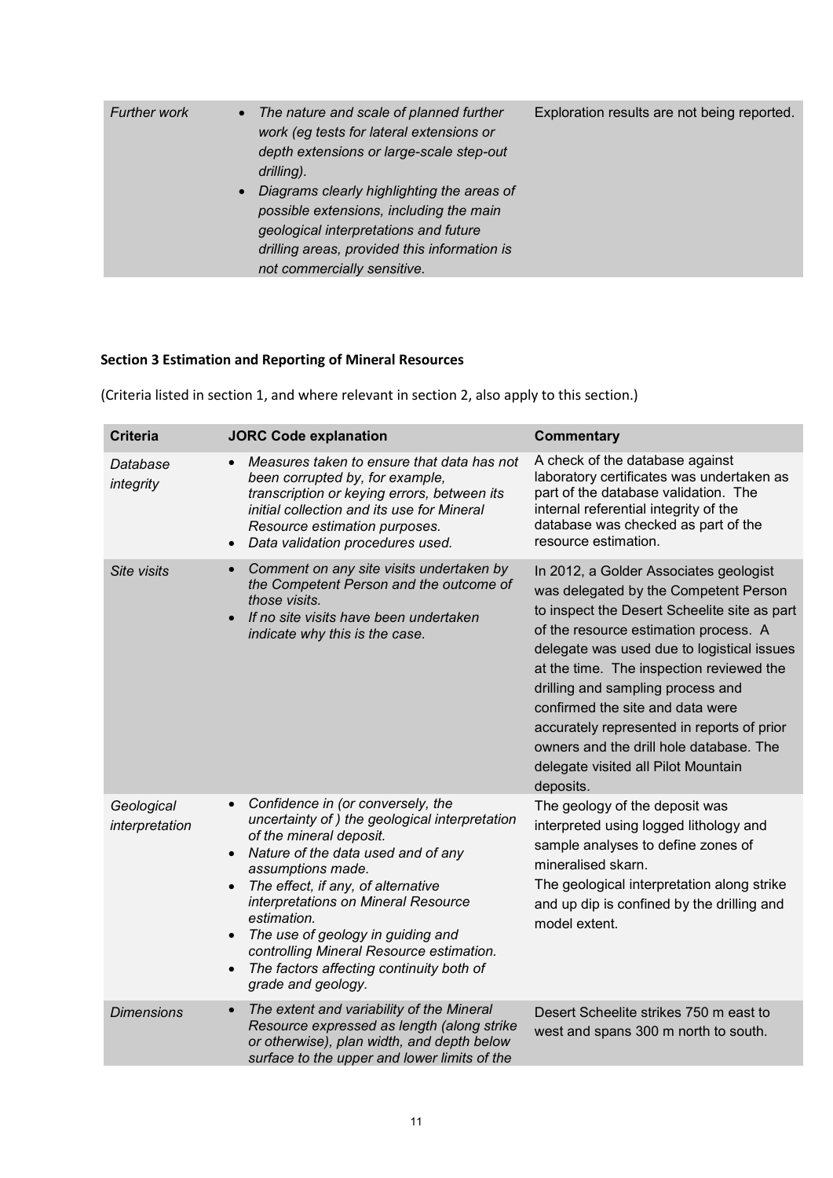| | | |
|---|---|---|
| *Further work* | • *The nature and scale of planned further work (eg tests for lateral extensions or depth extensions or large-scale step-out drilling).*<br>• *Diagrams clearly highlighting the areas of possible extensions, including the main geological interpretations and future drilling areas, provided this information is not commercially sensitive.* | Exploration results are not being reported. |

**Section 3 Estimation and Reporting of Mineral Resources**

(Criteria listed in section 1, and where relevant in section 2, also apply to this section.)

| Criteria | JORC Code explanation | Commentary |
|---|---|---|
| *Database integrity* | • *Measures taken to ensure that data has not been corrupted by, for example, transcription or keying errors, between its initial collection and its use for Mineral Resource estimation purposes.*<br>• *Data validation procedures used.* | A check of the database against laboratory certificates was undertaken as part of the database validation. The internal referential integrity of the database was checked as part of the resource estimation. |
| *Site visits* | • *Comment on any site visits undertaken by the Competent Person and the outcome of those visits.*<br>• *If no site visits have been undertaken indicate why this is the case.* | In 2012, a Golder Associates geologist was delegated by the Competent Person to inspect the Desert Scheelite site as part of the resource estimation process. A delegate was used due to logistical issues at the time. The inspection reviewed the drilling and sampling process and confirmed the site and data were accurately represented in reports of prior owners and the drill hole database. The delegate visited all Pilot Mountain deposits. |
| *Geological interpretation* | • *Confidence in (or conversely, the uncertainty of ) the geological interpretation of the mineral deposit.*<br>• *Nature of the data used and of any assumptions made.*<br>• *The effect, if any, of alternative interpretations on Mineral Resource estimation.*<br>• *The use of geology in guiding and controlling Mineral Resource estimation.*<br>• *The factors affecting continuity both of grade and geology.* | The geology of the deposit was interpreted using logged lithology and sample analyses to define zones of mineralised skarn.<br>The geological interpretation along strike and up dip is confined by the drilling and model extent. |
| *Dimensions* | • *The extent and variability of the Mineral Resource expressed as length (along strike or otherwise), plan width, and depth below surface to the upper and lower limits of the* | Desert Scheelite strikes 750 m east to west and spans 300 m north to south. |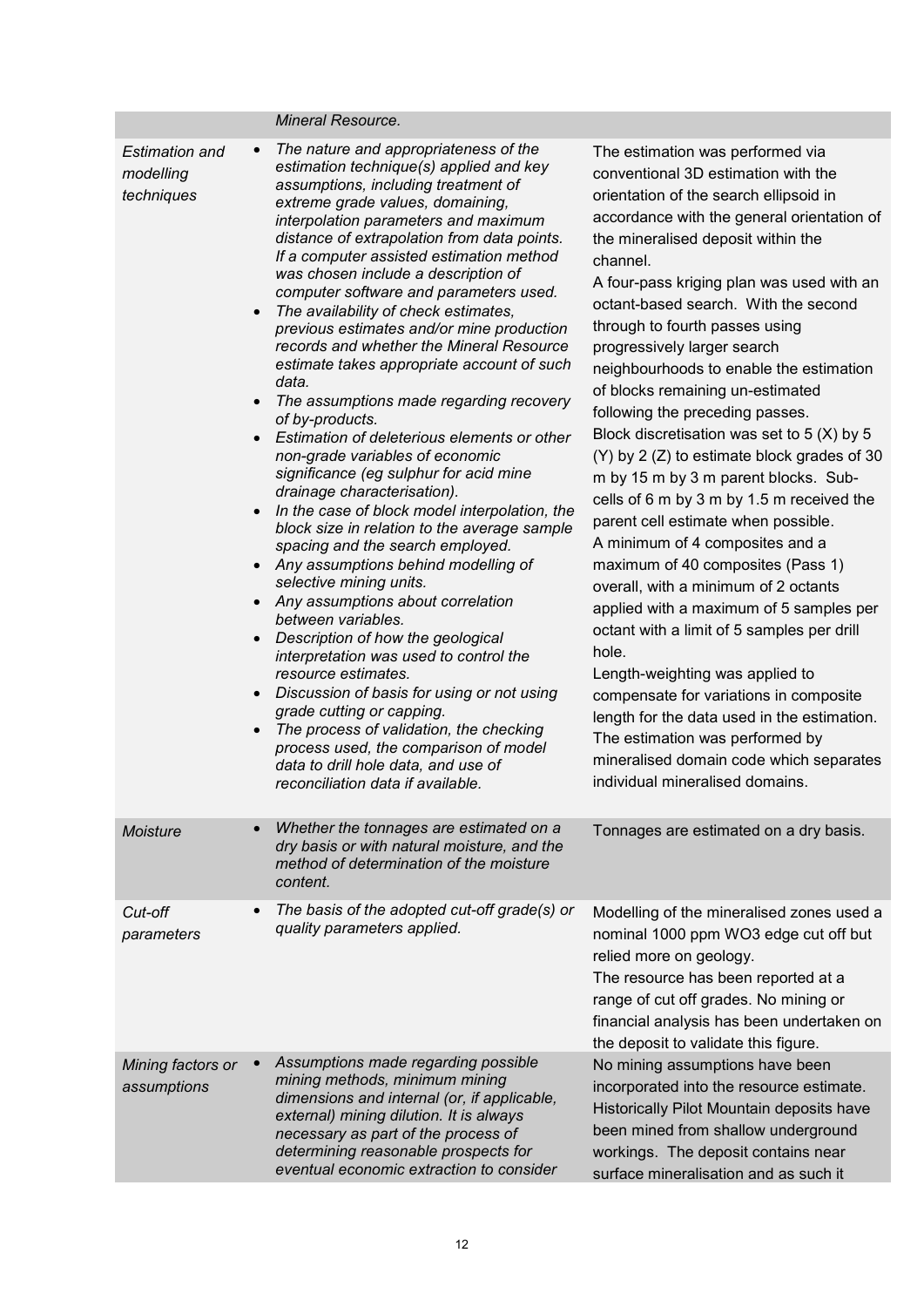| | | |
|---|---|---|
| | *Mineral Resource.* | |
| *Estimation and modelling techniques* | • *The nature and appropriateness of the estimation technique(s) applied and key assumptions, including treatment of extreme grade values, domaining, interpolation parameters and maximum distance of extrapolation from data points. If a computer assisted estimation method was chosen include a description of computer software and parameters used.*<br>• *The availability of check estimates, previous estimates and/or mine production records and whether the Mineral Resource estimate takes appropriate account of such data.*<br>• *The assumptions made regarding recovery of by-products.*<br>• *Estimation of deleterious elements or other non-grade variables of economic significance (eg sulphur for acid mine drainage characterisation).*<br>• *In the case of block model interpolation, the block size in relation to the average sample spacing and the search employed.*<br>• *Any assumptions behind modelling of selective mining units.*<br>• *Any assumptions about correlation between variables.*<br>• *Description of how the geological interpretation was used to control the resource estimates.*<br>• *Discussion of basis for using or not using grade cutting or capping.*<br>• *The process of validation, the checking process used, the comparison of model data to drill hole data, and use of reconciliation data if available.* | The estimation was performed via conventional 3D estimation with the orientation of the search ellipsoid in accordance with the general orientation of the mineralised deposit within the channel.<br>A four-pass kriging plan was used with an octant-based search. With the second through to fourth passes using progressively larger search neighbourhoods to enable the estimation of blocks remaining un-estimated following the preceding passes.<br>Block discretisation was set to 5 (X) by 5 (Y) by 2 (Z) to estimate block grades of 30 m by 15 m by 3 m parent blocks. Sub-cells of 6 m by 3 m by 1.5 m received the parent cell estimate when possible.<br>A minimum of 4 composites and a maximum of 40 composites (Pass 1) overall, with a minimum of 2 octants applied with a maximum of 5 samples per octant with a limit of 5 samples per drill hole.<br>Length-weighting was applied to compensate for variations in composite length for the data used in the estimation.<br>The estimation was performed by mineralised domain code which separates individual mineralised domains. |
| *Moisture* | • *Whether the tonnages are estimated on a dry basis or with natural moisture, and the method of determination of the moisture content.* | Tonnages are estimated on a dry basis. |
| *Cut-off parameters* | • *The basis of the adopted cut-off grade(s) or quality parameters applied.* | Modelling of the mineralised zones used a nominal 1000 ppm $WO_3$ edge cut off but relied more on geology.<br>The resource has been reported at a range of cut off grades. No mining or financial analysis has been undertaken on the deposit to validate this figure. |
| *Mining factors or assumptions* | • *Assumptions made regarding possible mining methods, minimum mining dimensions and internal (or, if applicable, external) mining dilution. It is always necessary as part of the process of determining reasonable prospects for eventual economic extraction to consider* | No mining assumptions have been incorporated into the resource estimate. Historically Pilot Mountain deposits have been mined from shallow underground workings. The deposit contains near surface mineralisation and as such it |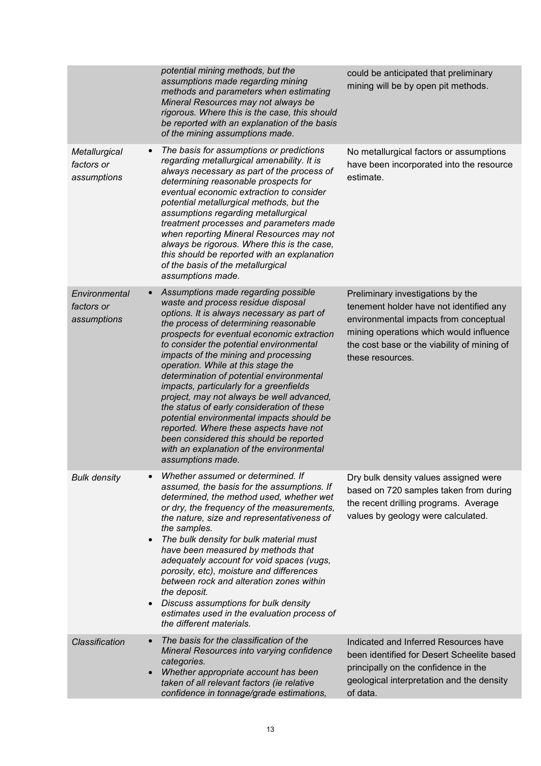|  |  |  |
| --- | --- | --- |
|  | *potential mining methods, but the assumptions made regarding mining methods and parameters when estimating Mineral Resources may not always be rigorous. Where this is the case, this should be reported with an explanation of the basis of the mining assumptions made.* | could be anticipated that preliminary mining will be by open pit methods. |
| *Metallurgical factors or assumptions* | • *The basis for assumptions or predictions regarding metallurgical amenability. It is always necessary as part of the process of determining reasonable prospects for eventual economic extraction to consider potential metallurgical methods, but the assumptions regarding metallurgical treatment processes and parameters made when reporting Mineral Resources may not always be rigorous. Where this is the case, this should be reported with an explanation of the basis of the metallurgical assumptions made.* | No metallurgical factors or assumptions have been incorporated into the resource estimate. |
| *Environmental factors or assumptions* | • *Assumptions made regarding possible waste and process residue disposal options. It is always necessary as part of the process of determining reasonable prospects for eventual economic extraction to consider the potential environmental impacts of the mining and processing operation. While at this stage the determination of potential environmental impacts, particularly for a greenfields project, may not always be well advanced, the status of early consideration of these potential environmental impacts should be reported. Where these aspects have not been considered this should be reported with an explanation of the environmental assumptions made.* | Preliminary investigations by the tenement holder have not identified any environmental impacts from conceptual mining operations which would influence the cost base or the viability of mining of these resources. |
| *Bulk density* | • *Whether assumed or determined. If assumed, the basis for the assumptions. If determined, the method used, whether wet or dry, the frequency of the measurements, the nature, size and representativeness of the samples.*<br>• *The bulk density for bulk material must have been measured by methods that adequately account for void spaces (vugs, porosity, etc), moisture and differences between rock and alteration zones within the deposit.*<br>• *Discuss assumptions for bulk density estimates used in the evaluation process of the different materials.* | Dry bulk density values assigned were based on 720 samples taken from during the recent drilling programs. Average values by geology were calculated. |
| *Classification* | • *The basis for the classification of the Mineral Resources into varying confidence categories.*<br>• *Whether appropriate account has been taken of all relevant factors (ie relative confidence in tonnage/grade estimations,* | Indicated and Inferred Resources have been identified for Desert Scheelite based principally on the confidence in the geological interpretation and the density of data. |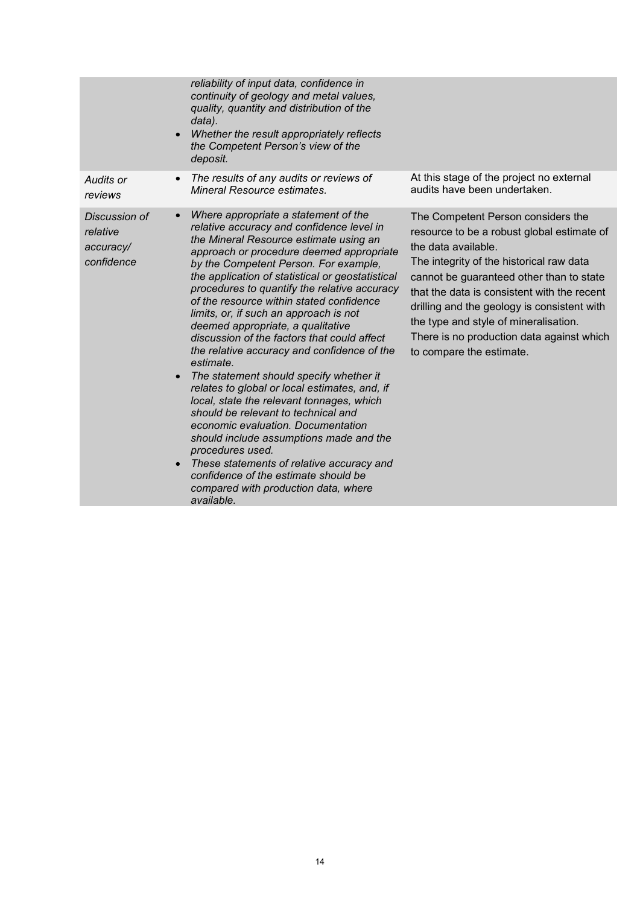| | | |
|---|---|---|
| | *reliability of input data, confidence in continuity of geology and metal values, quality, quantity and distribution of the data).*<br>• *Whether the result appropriately reflects the Competent Person's view of the deposit.* | |
| *Audits or reviews* | • *The results of any audits or reviews of Mineral Resource estimates.* | At this stage of the project no external audits have been undertaken. |
| *Discussion of relative accuracy/ confidence* | • *Where appropriate a statement of the relative accuracy and confidence level in the Mineral Resource estimate using an approach or procedure deemed appropriate by the Competent Person. For example, the application of statistical or geostatistical procedures to quantify the relative accuracy of the resource within stated confidence limits, or, if such an approach is not deemed appropriate, a qualitative discussion of the factors that could affect the relative accuracy and confidence of the estimate.*<br>• *The statement should specify whether it relates to global or local estimates, and, if local, state the relevant tonnages, which should be relevant to technical and economic evaluation. Documentation should include assumptions made and the procedures used.*<br>• *These statements of relative accuracy and confidence of the estimate should be compared with production data, where available.* | The Competent Person considers the resource to be a robust global estimate of the data available.<br>The integrity of the historical raw data cannot be guaranteed other than to state that the data is consistent with the recent drilling and the geology is consistent with the type and style of mineralisation.<br>There is no production data against which to compare the estimate. |